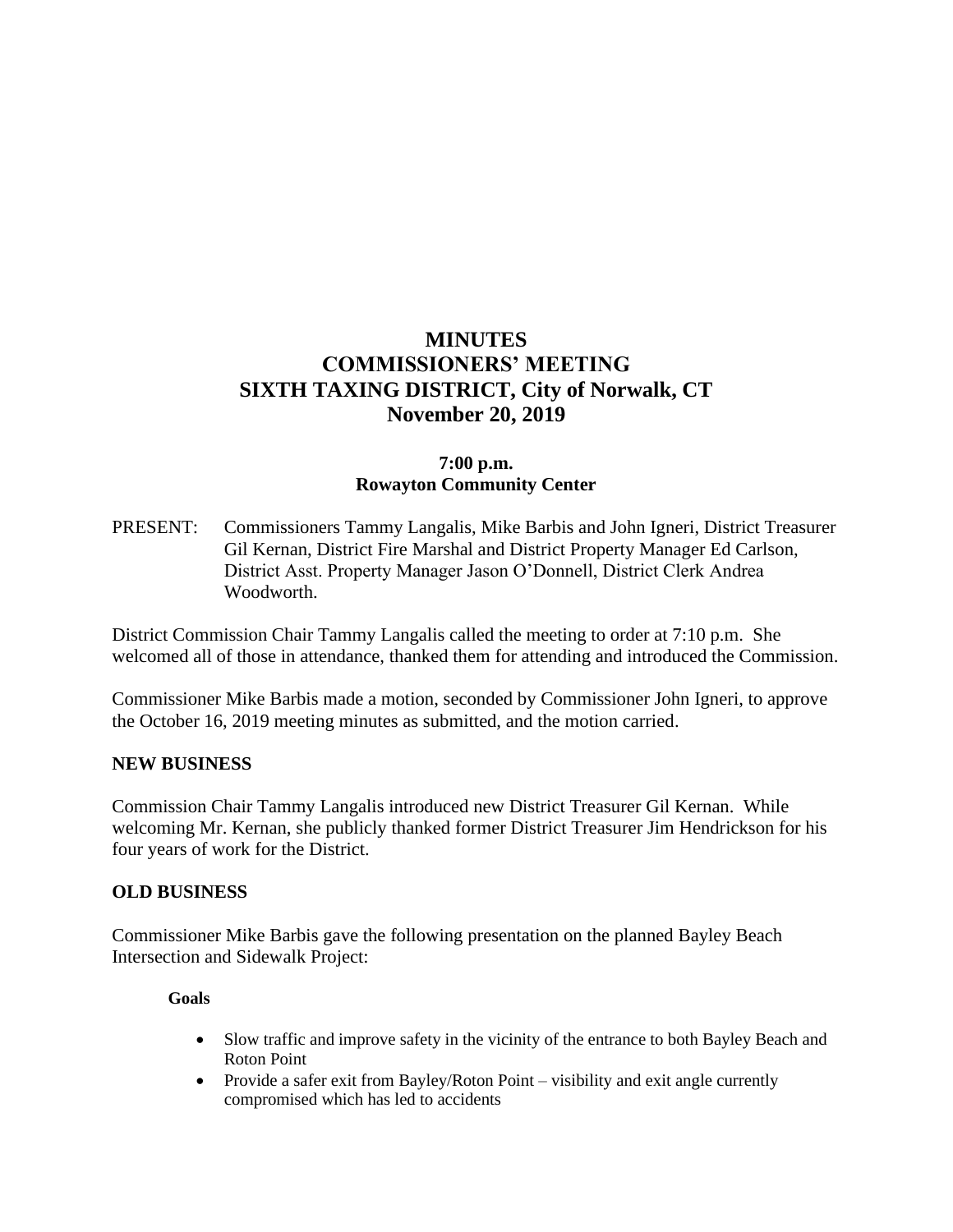# MINUTES
# COMMISSIONERS' MEETING
# SIXTH TAXING DISTRICT, City of Norwalk, CT
# November 20, 2019

**7:00 p.m.**
**Rowayton Community Center**

PRESENT: Commissioners Tammy Langalis, Mike Barbis and John Igneri, District Treasurer Gil Kernan, District Fire Marshal and District Property Manager Ed Carlson, District Asst. Property Manager Jason O'Donnell, District Clerk Andrea Woodworth.

District Commission Chair Tammy Langalis called the meeting to order at 7:10 p.m. She welcomed all of those in attendance, thanked them for attending and introduced the Commission.

Commissioner Mike Barbis made a motion, seconded by Commissioner John Igneri, to approve the October 16, 2019 meeting minutes as submitted, and the motion carried.

## NEW BUSINESS

Commission Chair Tammy Langalis introduced new District Treasurer Gil Kernan. While welcoming Mr. Kernan, she publicly thanked former District Treasurer Jim Hendrickson for his four years of work for the District.

## OLD BUSINESS

Commissioner Mike Barbis gave the following presentation on the planned Bayley Beach Intersection and Sidewalk Project:

**Goals**

- Slow traffic and improve safety in the vicinity of the entrance to both Bayley Beach and Roton Point
- Provide a safer exit from Bayley/Roton Point – visibility and exit angle currently compromised which has led to accidents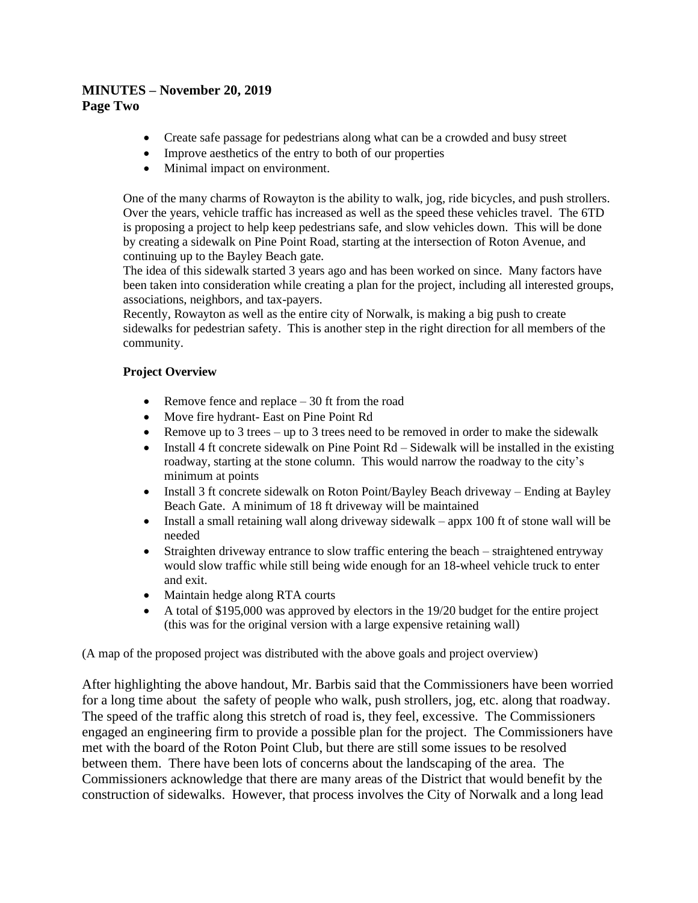**MINUTES – November 20, 2019**
**Page Two**

- Create safe passage for pedestrians along what can be a crowded and busy street
- Improve aesthetics of the entry to both of our properties
- Minimal impact on environment.

One of the many charms of Rowayton is the ability to walk, jog, ride bicycles, and push strollers. Over the years, vehicle traffic has increased as well as the speed these vehicles travel. The 6TD is proposing a project to help keep pedestrians safe, and slow vehicles down. This will be done by creating a sidewalk on Pine Point Road, starting at the intersection of Roton Avenue, and continuing up to the Bayley Beach gate.
The idea of this sidewalk started 3 years ago and has been worked on since. Many factors have been taken into consideration while creating a plan for the project, including all interested groups, associations, neighbors, and tax-payers.
Recently, Rowayton as well as the entire city of Norwalk, is making a big push to create sidewalks for pedestrian safety. This is another step in the right direction for all members of the community.

**Project Overview**

- Remove fence and replace – 30 ft from the road
- Move fire hydrant- East on Pine Point Rd
- Remove up to 3 trees – up to 3 trees need to be removed in order to make the sidewalk
- Install 4 ft concrete sidewalk on Pine Point Rd – Sidewalk will be installed in the existing roadway, starting at the stone column. This would narrow the roadway to the city's minimum at points
- Install 3 ft concrete sidewalk on Roton Point/Bayley Beach driveway – Ending at Bayley Beach Gate. A minimum of 18 ft driveway will be maintained
- Install a small retaining wall along driveway sidewalk – appx 100 ft of stone wall will be needed
- Straighten driveway entrance to slow traffic entering the beach – straightened entryway would slow traffic while still being wide enough for an 18-wheel vehicle truck to enter and exit.
- Maintain hedge along RTA courts
- A total of $195,000 was approved by electors in the 19/20 budget for the entire project (this was for the original version with a large expensive retaining wall)

(A map of the proposed project was distributed with the above goals and project overview)

After highlighting the above handout, Mr. Barbis said that the Commissioners have been worried for a long time about the safety of people who walk, push strollers, jog, etc. along that roadway. The speed of the traffic along this stretch of road is, they feel, excessive. The Commissioners engaged an engineering firm to provide a possible plan for the project. The Commissioners have met with the board of the Roton Point Club, but there are still some issues to be resolved between them. There have been lots of concerns about the landscaping of the area. The Commissioners acknowledge that there are many areas of the District that would benefit by the construction of sidewalks. However, that process involves the City of Norwalk and a long lead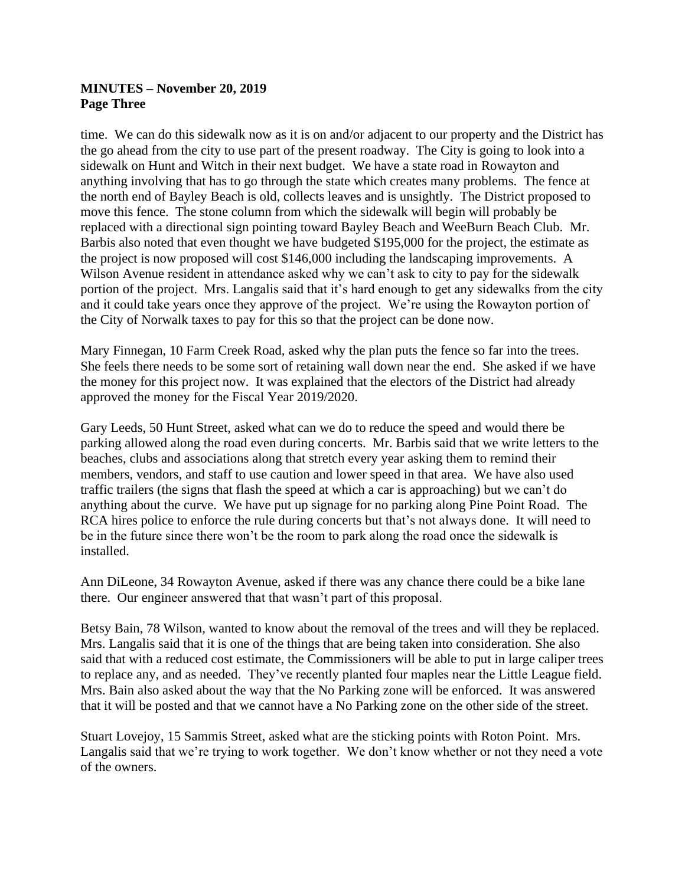**MINUTES – November 20, 2019**
**Page Three**

time. We can do this sidewalk now as it is on and/or adjacent to our property and the District has the go ahead from the city to use part of the present roadway. The City is going to look into a sidewalk on Hunt and Witch in their next budget. We have a state road in Rowayton and anything involving that has to go through the state which creates many problems. The fence at the north end of Bayley Beach is old, collects leaves and is unsightly. The District proposed to move this fence. The stone column from which the sidewalk will begin will probably be replaced with a directional sign pointing toward Bayley Beach and WeeBurn Beach Club. Mr. Barbis also noted that even thought we have budgeted $195,000 for the project, the estimate as the project is now proposed will cost $146,000 including the landscaping improvements. A Wilson Avenue resident in attendance asked why we can't ask to city to pay for the sidewalk portion of the project. Mrs. Langalis said that it's hard enough to get any sidewalks from the city and it could take years once they approve of the project. We're using the Rowayton portion of the City of Norwalk taxes to pay for this so that the project can be done now.

Mary Finnegan, 10 Farm Creek Road, asked why the plan puts the fence so far into the trees. She feels there needs to be some sort of retaining wall down near the end. She asked if we have the money for this project now. It was explained that the electors of the District had already approved the money for the Fiscal Year 2019/2020.

Gary Leeds, 50 Hunt Street, asked what can we do to reduce the speed and would there be parking allowed along the road even during concerts. Mr. Barbis said that we write letters to the beaches, clubs and associations along that stretch every year asking them to remind their members, vendors, and staff to use caution and lower speed in that area. We have also used traffic trailers (the signs that flash the speed at which a car is approaching) but we can't do anything about the curve. We have put up signage for no parking along Pine Point Road. The RCA hires police to enforce the rule during concerts but that's not always done. It will need to be in the future since there won't be the room to park along the road once the sidewalk is installed.

Ann DiLeone, 34 Rowayton Avenue, asked if there was any chance there could be a bike lane there. Our engineer answered that that wasn't part of this proposal.

Betsy Bain, 78 Wilson, wanted to know about the removal of the trees and will they be replaced. Mrs. Langalis said that it is one of the things that are being taken into consideration. She also said that with a reduced cost estimate, the Commissioners will be able to put in large caliper trees to replace any, and as needed. They've recently planted four maples near the Little League field. Mrs. Bain also asked about the way that the No Parking zone will be enforced. It was answered that it will be posted and that we cannot have a No Parking zone on the other side of the street.

Stuart Lovejoy, 15 Sammis Street, asked what are the sticking points with Roton Point. Mrs. Langalis said that we're trying to work together. We don't know whether or not they need a vote of the owners.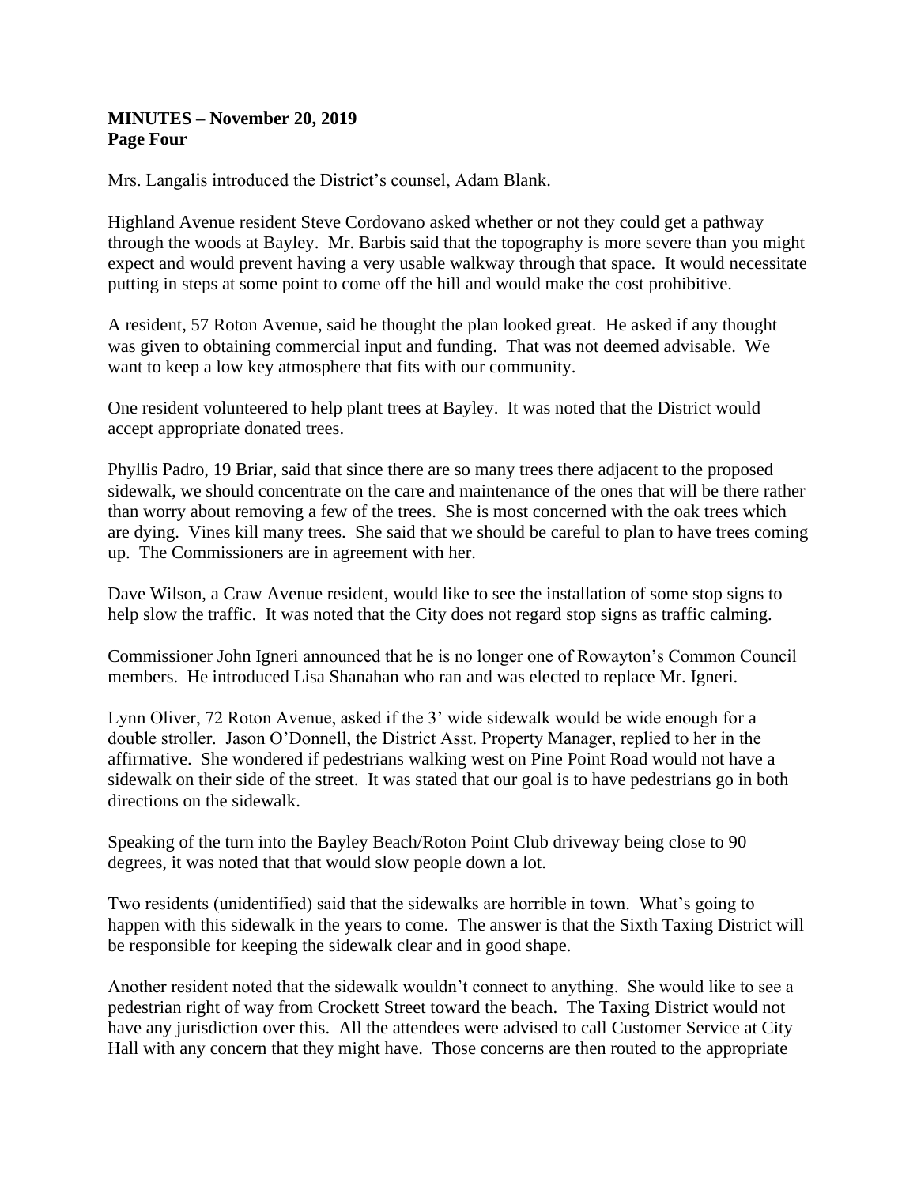**MINUTES – November 20, 2019**
**Page Four**

Mrs. Langalis introduced the District's counsel, Adam Blank.

Highland Avenue resident Steve Cordovano asked whether or not they could get a pathway through the woods at Bayley. Mr. Barbis said that the topography is more severe than you might expect and would prevent having a very usable walkway through that space. It would necessitate putting in steps at some point to come off the hill and would make the cost prohibitive.

A resident, 57 Roton Avenue, said he thought the plan looked great. He asked if any thought was given to obtaining commercial input and funding. That was not deemed advisable. We want to keep a low key atmosphere that fits with our community.

One resident volunteered to help plant trees at Bayley. It was noted that the District would accept appropriate donated trees.

Phyllis Padro, 19 Briar, said that since there are so many trees there adjacent to the proposed sidewalk, we should concentrate on the care and maintenance of the ones that will be there rather than worry about removing a few of the trees. She is most concerned with the oak trees which are dying. Vines kill many trees. She said that we should be careful to plan to have trees coming up. The Commissioners are in agreement with her.

Dave Wilson, a Craw Avenue resident, would like to see the installation of some stop signs to help slow the traffic. It was noted that the City does not regard stop signs as traffic calming.

Commissioner John Igneri announced that he is no longer one of Rowayton's Common Council members. He introduced Lisa Shanahan who ran and was elected to replace Mr. Igneri.

Lynn Oliver, 72 Roton Avenue, asked if the 3' wide sidewalk would be wide enough for a double stroller. Jason O'Donnell, the District Asst. Property Manager, replied to her in the affirmative. She wondered if pedestrians walking west on Pine Point Road would not have a sidewalk on their side of the street. It was stated that our goal is to have pedestrians go in both directions on the sidewalk.

Speaking of the turn into the Bayley Beach/Roton Point Club driveway being close to 90 degrees, it was noted that that would slow people down a lot.

Two residents (unidentified) said that the sidewalks are horrible in town. What's going to happen with this sidewalk in the years to come. The answer is that the Sixth Taxing District will be responsible for keeping the sidewalk clear and in good shape.

Another resident noted that the sidewalk wouldn't connect to anything. She would like to see a pedestrian right of way from Crockett Street toward the beach. The Taxing District would not have any jurisdiction over this. All the attendees were advised to call Customer Service at City Hall with any concern that they might have. Those concerns are then routed to the appropriate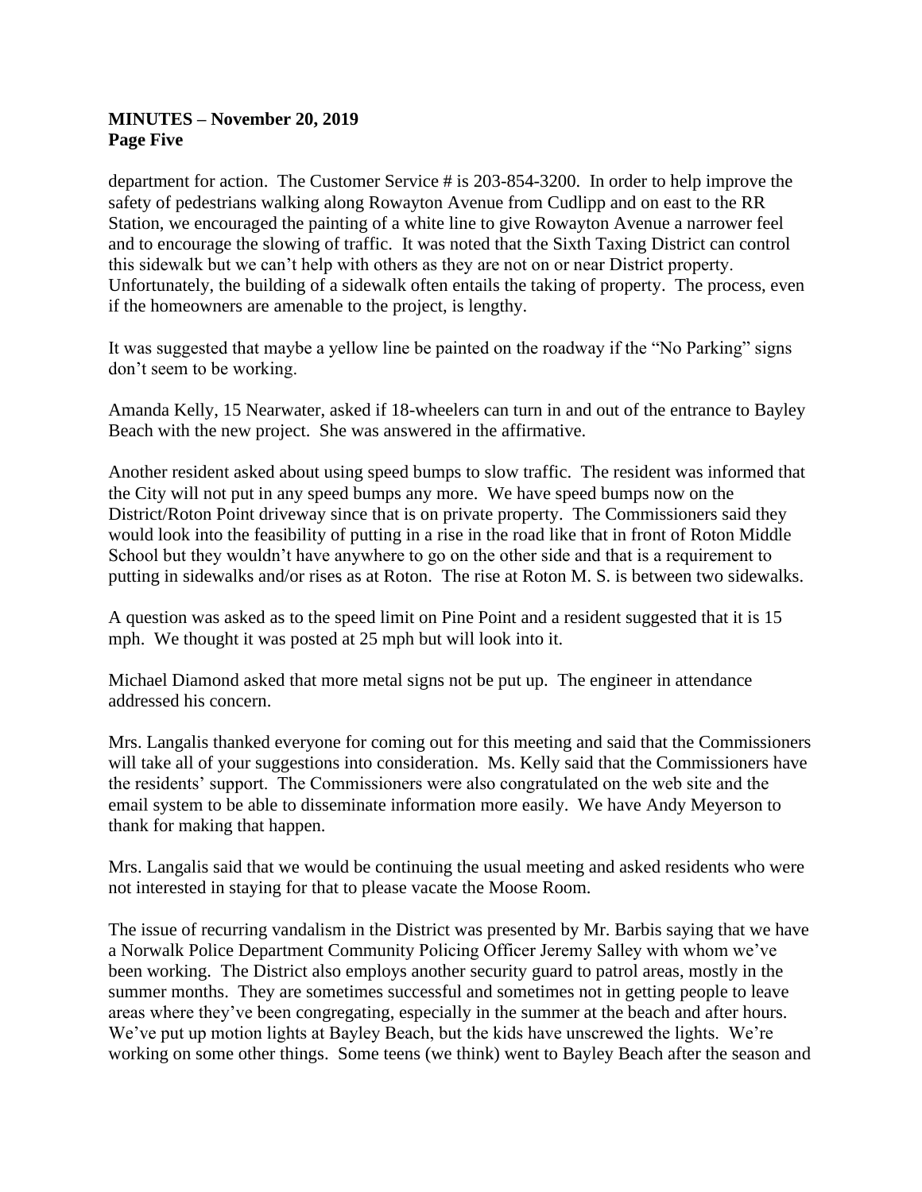department for action. The Customer Service # is 203-854-3200. In order to help improve the safety of pedestrians walking along Rowayton Avenue from Cudlipp and on east to the RR Station, we encouraged the painting of a white line to give Rowayton Avenue a narrower feel and to encourage the slowing of traffic. It was noted that the Sixth Taxing District can control this sidewalk but we can't help with others as they are not on or near District property. Unfortunately, the building of a sidewalk often entails the taking of property. The process, even if the homeowners are amenable to the project, is lengthy.

It was suggested that maybe a yellow line be painted on the roadway if the "No Parking" signs don't seem to be working.

Amanda Kelly, 15 Nearwater, asked if 18-wheelers can turn in and out of the entrance to Bayley Beach with the new project. She was answered in the affirmative.

Another resident asked about using speed bumps to slow traffic. The resident was informed that the City will not put in any speed bumps any more. We have speed bumps now on the District/Roton Point driveway since that is on private property. The Commissioners said they would look into the feasibility of putting in a rise in the road like that in front of Roton Middle School but they wouldn't have anywhere to go on the other side and that is a requirement to putting in sidewalks and/or rises as at Roton. The rise at Roton M. S. is between two sidewalks.

A question was asked as to the speed limit on Pine Point and a resident suggested that it is 15 mph. We thought it was posted at 25 mph but will look into it.

Michael Diamond asked that more metal signs not be put up. The engineer in attendance addressed his concern.

Mrs. Langalis thanked everyone for coming out for this meeting and said that the Commissioners will take all of your suggestions into consideration. Ms. Kelly said that the Commissioners have the residents' support. The Commissioners were also congratulated on the web site and the email system to be able to disseminate information more easily. We have Andy Meyerson to thank for making that happen.

Mrs. Langalis said that we would be continuing the usual meeting and asked residents who were not interested in staying for that to please vacate the Moose Room.

The issue of recurring vandalism in the District was presented by Mr. Barbis saying that we have a Norwalk Police Department Community Policing Officer Jeremy Salley with whom we've been working. The District also employs another security guard to patrol areas, mostly in the summer months. They are sometimes successful and sometimes not in getting people to leave areas where they've been congregating, especially in the summer at the beach and after hours. We've put up motion lights at Bayley Beach, but the kids have unscrewed the lights. We're working on some other things. Some teens (we think) went to Bayley Beach after the season and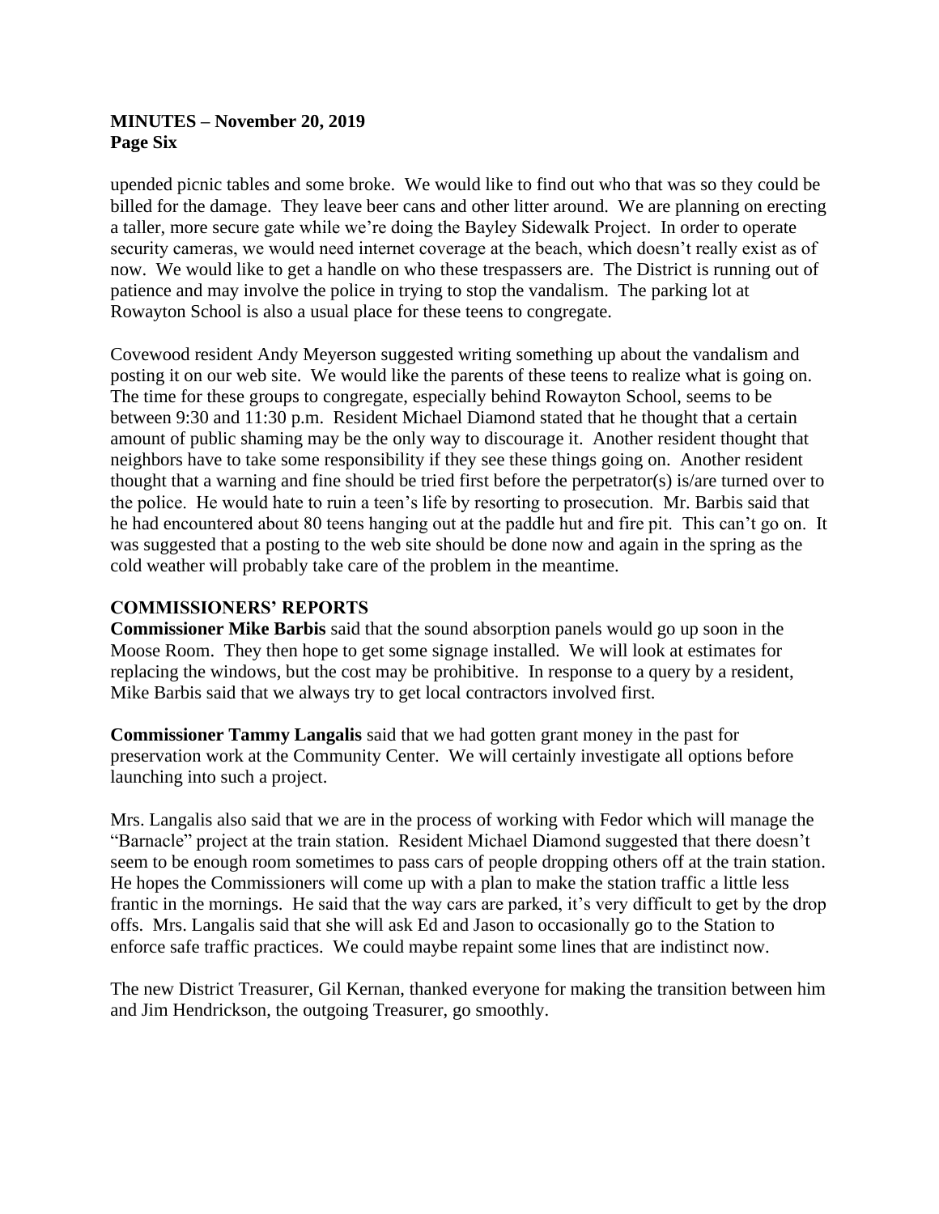upended picnic tables and some broke. We would like to find out who that was so they could be billed for the damage. They leave beer cans and other litter around. We are planning on erecting a taller, more secure gate while we're doing the Bayley Sidewalk Project. In order to operate security cameras, we would need internet coverage at the beach, which doesn't really exist as of now. We would like to get a handle on who these trespassers are. The District is running out of patience and may involve the police in trying to stop the vandalism. The parking lot at Rowayton School is also a usual place for these teens to congregate.

Covewood resident Andy Meyerson suggested writing something up about the vandalism and posting it on our web site. We would like the parents of these teens to realize what is going on. The time for these groups to congregate, especially behind Rowayton School, seems to be between 9:30 and 11:30 p.m. Resident Michael Diamond stated that he thought that a certain amount of public shaming may be the only way to discourage it. Another resident thought that neighbors have to take some responsibility if they see these things going on. Another resident thought that a warning and fine should be tried first before the perpetrator(s) is/are turned over to the police. He would hate to ruin a teen's life by resorting to prosecution. Mr. Barbis said that he had encountered about 80 teens hanging out at the paddle hut and fire pit. This can't go on. It was suggested that a posting to the web site should be done now and again in the spring as the cold weather will probably take care of the problem in the meantime.

## COMMISSIONERS' REPORTS

**Commissioner Mike Barbis** said that the sound absorption panels would go up soon in the Moose Room. They then hope to get some signage installed. We will look at estimates for replacing the windows, but the cost may be prohibitive. In response to a query by a resident, Mike Barbis said that we always try to get local contractors involved first.

**Commissioner Tammy Langalis** said that we had gotten grant money in the past for preservation work at the Community Center. We will certainly investigate all options before launching into such a project.

Mrs. Langalis also said that we are in the process of working with Fedor which will manage the "Barnacle" project at the train station. Resident Michael Diamond suggested that there doesn't seem to be enough room sometimes to pass cars of people dropping others off at the train station. He hopes the Commissioners will come up with a plan to make the station traffic a little less frantic in the mornings. He said that the way cars are parked, it's very difficult to get by the drop offs. Mrs. Langalis said that she will ask Ed and Jason to occasionally go to the Station to enforce safe traffic practices. We could maybe repaint some lines that are indistinct now.

The new District Treasurer, Gil Kernan, thanked everyone for making the transition between him and Jim Hendrickson, the outgoing Treasurer, go smoothly.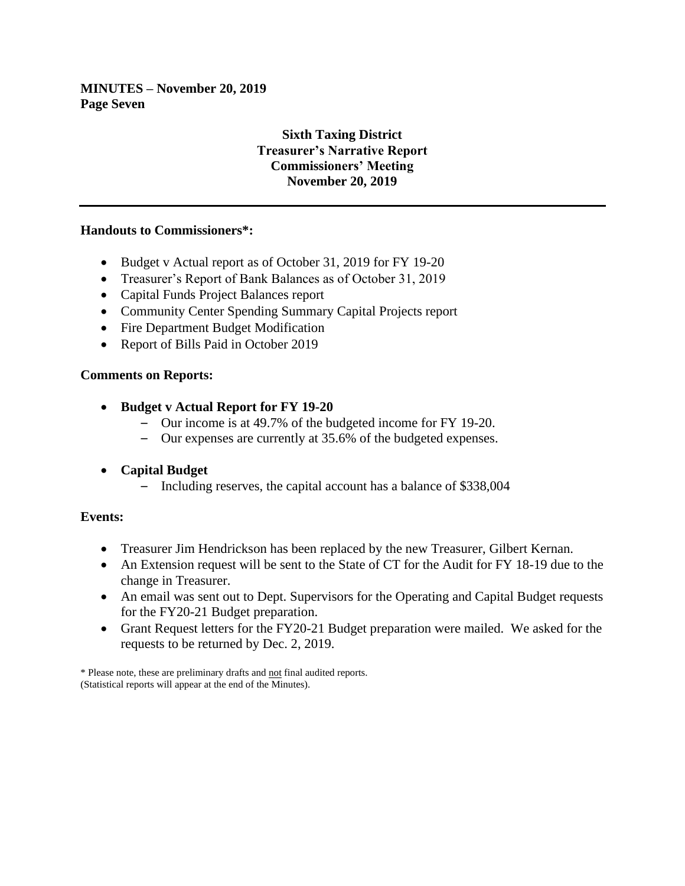**MINUTES – November 20, 2019**
**Page Seven**

## Sixth Taxing District
## Treasurer's Narrative Report
## Commissioners' Meeting
## November 20, 2019

---

### Handouts to Commissioners*:

- Budget v Actual report as of October 31, 2019 for FY 19-20
- Treasurer's Report of Bank Balances as of October 31, 2019
- Capital Funds Project Balances report
- Community Center Spending Summary Capital Projects report
- Fire Department Budget Modification
- Report of Bills Paid in October 2019

### Comments on Reports:

- **Budget v Actual Report for FY 19-20**
  - Our income is at 49.7% of the budgeted income for FY 19-20.
  - Our expenses are currently at 35.6% of the budgeted expenses.

- **Capital Budget**
  - Including reserves, the capital account has a balance of $338,004

### Events:

- Treasurer Jim Hendrickson has been replaced by the new Treasurer, Gilbert Kernan.
- An Extension request will be sent to the State of CT for the Audit for FY 18-19 due to the change in Treasurer.
- An email was sent out to Dept. Supervisors for the Operating and Capital Budget requests for the FY20-21 Budget preparation.
- Grant Request letters for the FY20-21 Budget preparation were mailed. We asked for the requests to be returned by Dec. 2, 2019.

* Please note, these are preliminary drafts and not final audited reports.
(Statistical reports will appear at the end of the Minutes).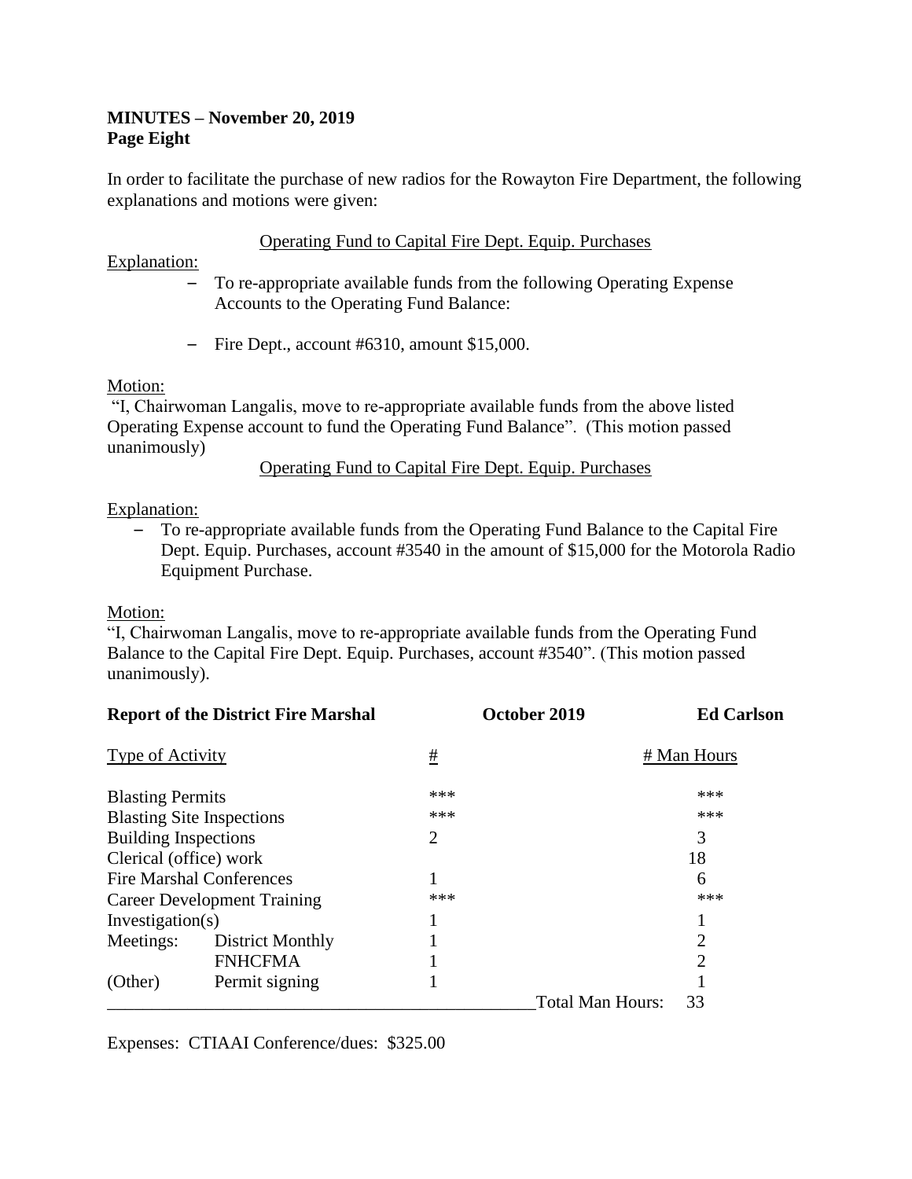**MINUTES – November 20, 2019**
**Page Eight**

In order to facilitate the purchase of new radios for the Rowayton Fire Department, the following explanations and motions were given:

Operating Fund to Capital Fire Dept. Equip. Purchases

Explanation:

- To re-appropriate available funds from the following Operating Expense Accounts to the Operating Fund Balance:
- Fire Dept., account #6310, amount $15,000.

Motion:

"I, Chairwoman Langalis, move to re-appropriate available funds from the above listed Operating Expense account to fund the Operating Fund Balance". (This motion passed unanimously)

Operating Fund to Capital Fire Dept. Equip. Purchases

Explanation:

- To re-appropriate available funds from the Operating Fund Balance to the Capital Fire Dept. Equip. Purchases, account #3540 in the amount of $15,000 for the Motorola Radio Equipment Purchase.

Motion:

"I, Chairwoman Langalis, move to re-appropriate available funds from the Operating Fund Balance to the Capital Fire Dept. Equip. Purchases, account #3540". (This motion passed unanimously).

**Report of the District Fire Marshal** **October 2019** **Ed Carlson**

| Type of Activity | | # | # Man Hours |
|---|---|---|---|
| Blasting Permits | | *** | *** |
| Blasting Site Inspections | | *** | *** |
| Building Inspections | | 2 | 3 |
| Clerical (office) work | | | 18 |
| Fire Marshal Conferences | | 1 | 6 |
| Career Development Training | | *** | *** |
| Investigation(s) | | 1 | 1 |
| Meetings: | District Monthly | 1 | 2 |
| | FNHCFMA | 1 | 2 |
| (Other) | Permit signing | 1 | 1 |
| | | Total Man Hours: | 33 |

Expenses: CTIAAI Conference/dues: $325.00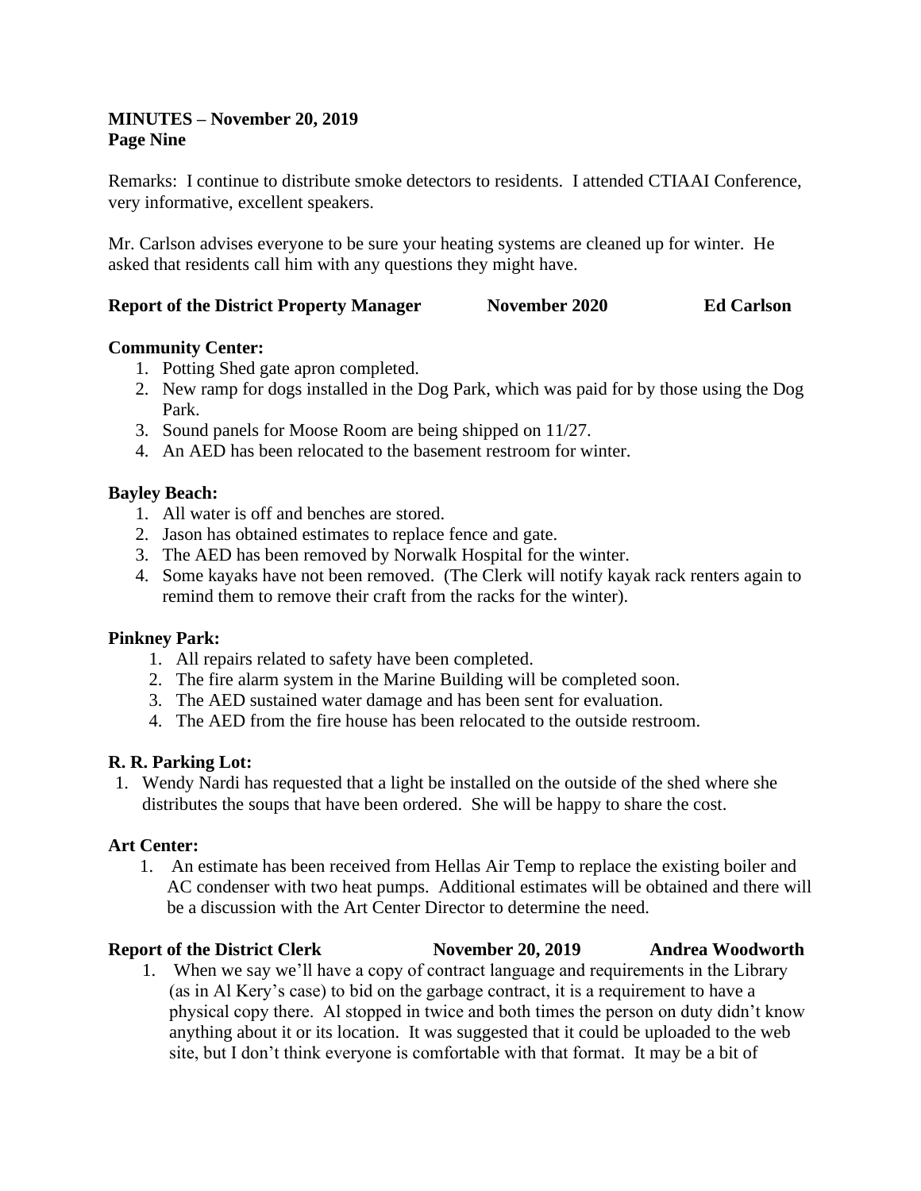**MINUTES – November 20, 2019**
**Page Nine**

Remarks: I continue to distribute smoke detectors to residents. I attended CTIAAI Conference, very informative, excellent speakers.

Mr. Carlson advises everyone to be sure your heating systems are cleaned up for winter. He asked that residents call him with any questions they might have.

**Report of the District Property Manager November 2020 Ed Carlson**

**Community Center:**

1. Potting Shed gate apron completed.
2. New ramp for dogs installed in the Dog Park, which was paid for by those using the Dog Park.
3. Sound panels for Moose Room are being shipped on 11/27.
4. An AED has been relocated to the basement restroom for winter.

**Bayley Beach:**

1. All water is off and benches are stored.
2. Jason has obtained estimates to replace fence and gate.
3. The AED has been removed by Norwalk Hospital for the winter.
4. Some kayaks have not been removed. (The Clerk will notify kayak rack renters again to remind them to remove their craft from the racks for the winter).

**Pinkney Park:**

1. All repairs related to safety have been completed.
2. The fire alarm system in the Marine Building will be completed soon.
3. The AED sustained water damage and has been sent for evaluation.
4. The AED from the fire house has been relocated to the outside restroom.

**R. R. Parking Lot:**

1. Wendy Nardi has requested that a light be installed on the outside of the shed where she distributes the soups that have been ordered. She will be happy to share the cost.

**Art Center:**

1. An estimate has been received from Hellas Air Temp to replace the existing boiler and AC condenser with two heat pumps. Additional estimates will be obtained and there will be a discussion with the Art Center Director to determine the need.

**Report of the District Clerk November 20, 2019 Andrea Woodworth**

1. When we say we'll have a copy of contract language and requirements in the Library (as in Al Kery's case) to bid on the garbage contract, it is a requirement to have a physical copy there. Al stopped in twice and both times the person on duty didn't know anything about it or its location. It was suggested that it could be uploaded to the web site, but I don't think everyone is comfortable with that format. It may be a bit of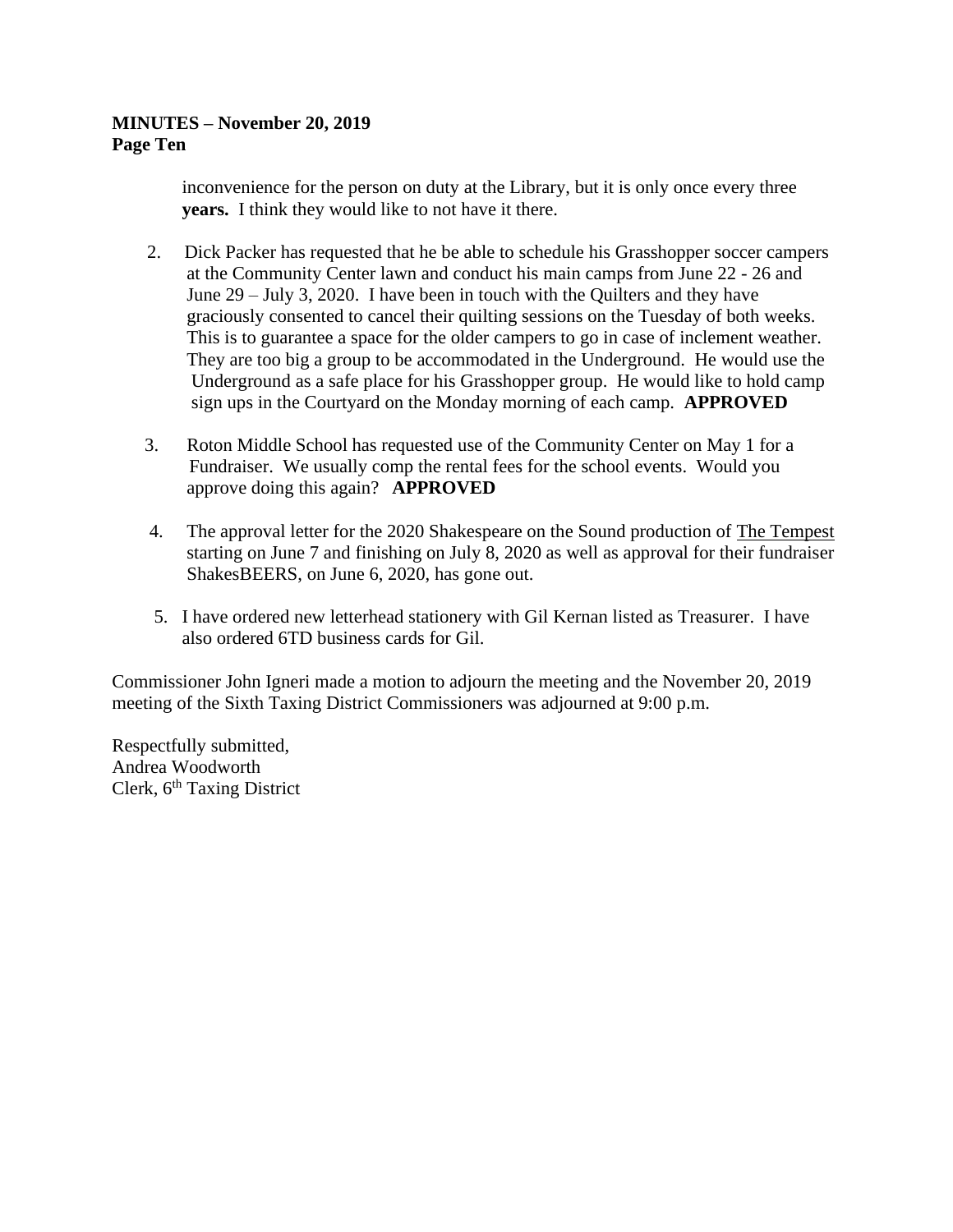inconvenience for the person on duty at the Library, but it is only once every three **years.** I think they would like to not have it there.

2. Dick Packer has requested that he be able to schedule his Grasshopper soccer campers at the Community Center lawn and conduct his main camps from June 22 - 26 and June 29 – July 3, 2020. I have been in touch with the Quilters and they have graciously consented to cancel their quilting sessions on the Tuesday of both weeks. This is to guarantee a space for the older campers to go in case of inclement weather. They are too big a group to be accommodated in the Underground. He would use the Underground as a safe place for his Grasshopper group. He would like to hold camp sign ups in the Courtyard on the Monday morning of each camp. **APPROVED**

3. Roton Middle School has requested use of the Community Center on May 1 for a Fundraiser. We usually comp the rental fees for the school events. Would you approve doing this again? **APPROVED**

4. The approval letter for the 2020 Shakespeare on the Sound production of The Tempest starting on June 7 and finishing on July 8, 2020 as well as approval for their fundraiser ShakesBEERS, on June 6, 2020, has gone out.

5. I have ordered new letterhead stationery with Gil Kernan listed as Treasurer. I have also ordered 6TD business cards for Gil.

Commissioner John Igneri made a motion to adjourn the meeting and the November 20, 2019 meeting of the Sixth Taxing District Commissioners was adjourned at 9:00 p.m.

Respectfully submitted,
Andrea Woodworth
Clerk, 6th Taxing District